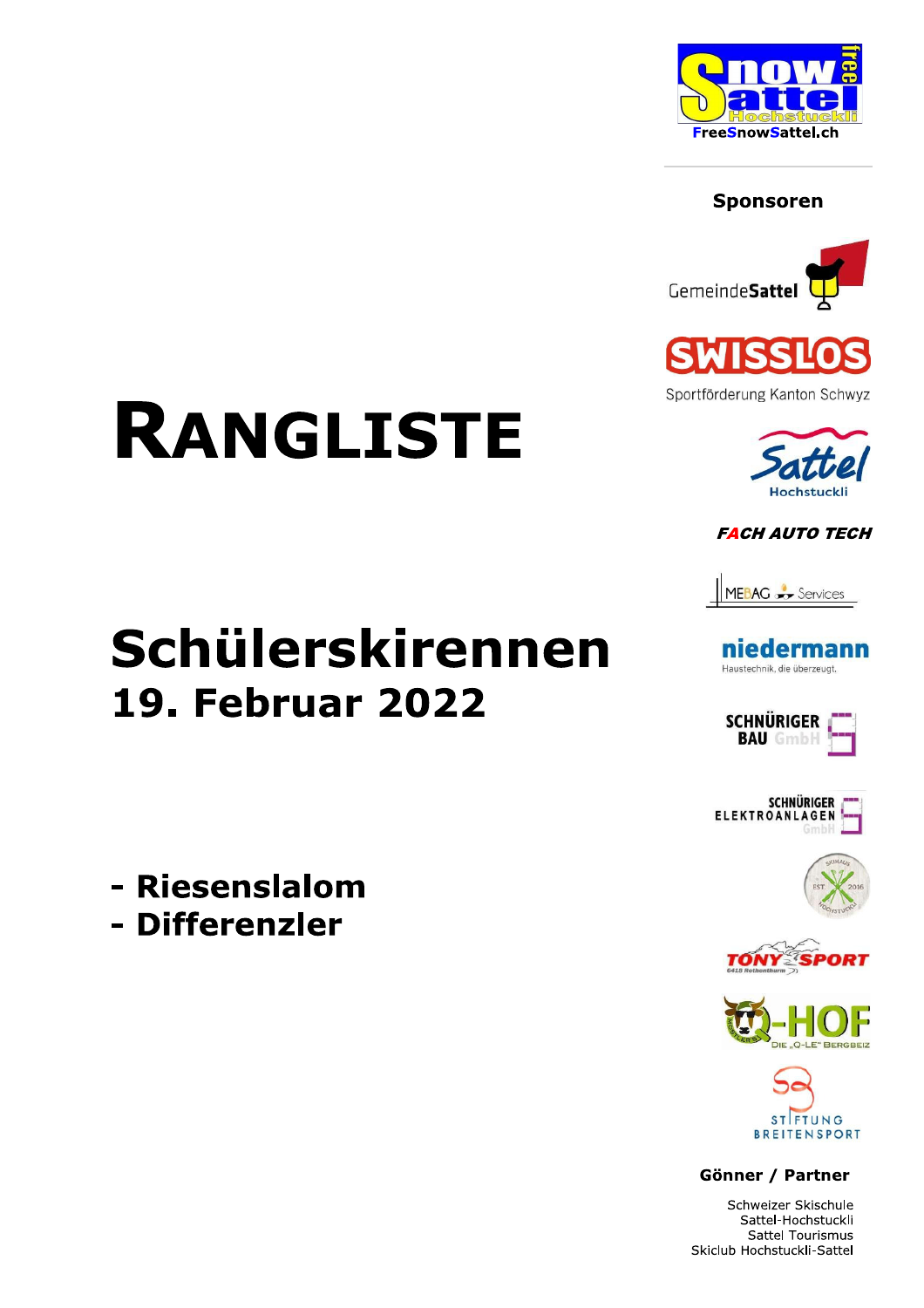# RANGLISTE

# Schülerskirennen

## 19. Februar 2022

- **Riesenslalom**
- **Differenzler**

FreeSnowSattel.ch

**Sponsoren**

GemeindeSattel

SWISSLOS
Sportförderung Kanton Schwyz

Sattel Hochstuckli

FACH AUTO TECH

MEBAG Services

niedermann
Haustechnik, die überzeugt.

SCHNÜRIGER BAU GmbH

SCHNÜRIGER ELEKTROANLAGEN GmbH

TONY SPORT

Q-HOF
DIE „Q-LE" BERGBEIZ

STIFTUNG BREITENSPORT

**Gönner / Partner**

Schweizer Skischule
Sattel-Hochstuckli
Sattel Tourismus
Skiclub Hochstuckli-Sattel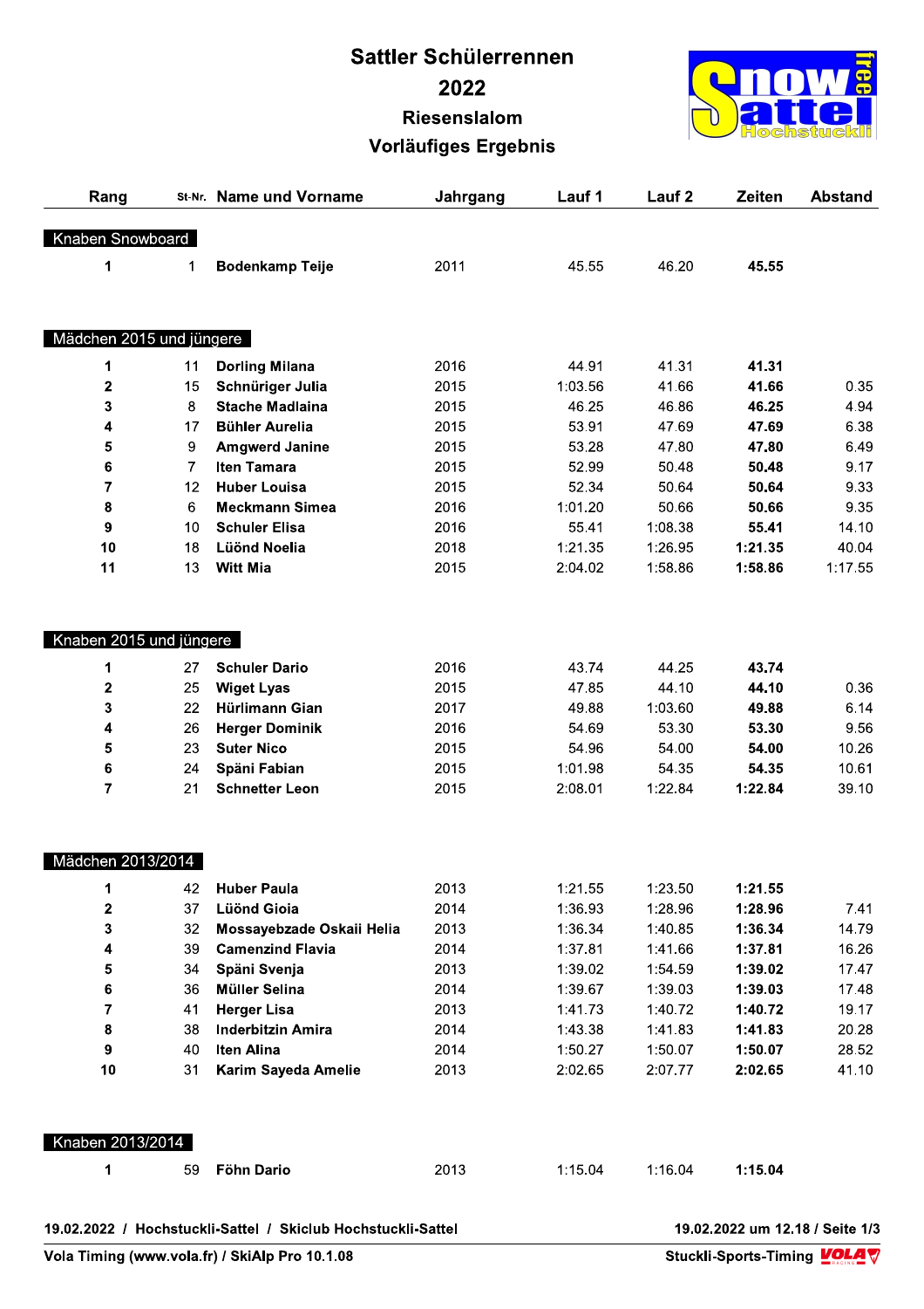# Sattler Schülerrennen
# 2022
## Riesenslalom
## Vorläufiges Ergebnis

| Rang | St-Nr. | Name und Vorname | Jahrgang | Lauf 1 | Lauf 2 | Zeiten | Abstand |
|---|---|---|---|---|---|---|---|
| **Knaben Snowboard** | | | | | | | |
| **1** | 1 | **Bodenkamp Teije** | 2011 | 45.55 | 46.20 | **45.55** | |
| **Mädchen 2015 und jüngere** | | | | | | | |
| **1** | 11 | **Dorling Milana** | 2016 | 44.91 | 41.31 | **41.31** | |
| **2** | 15 | **Schnüriger Julia** | 2015 | 1:03.56 | 41.66 | **41.66** | 0.35 |
| **3** | 8 | **Stache Madlaina** | 2015 | 46.25 | 46.86 | **46.25** | 4.94 |
| **4** | 17 | **Bühler Aurelia** | 2015 | 53.91 | 47.69 | **47.69** | 6.38 |
| **5** | 9 | **Amgwerd Janine** | 2015 | 53.28 | 47.80 | **47.80** | 6.49 |
| **6** | 7 | **Iten Tamara** | 2015 | 52.99 | 50.48 | **50.48** | 9.17 |
| **7** | 12 | **Huber Louisa** | 2015 | 52.34 | 50.64 | **50.64** | 9.33 |
| **8** | 6 | **Meckmann Simea** | 2016 | 1:01.20 | 50.66 | **50.66** | 9.35 |
| **9** | 10 | **Schuler Elisa** | 2016 | 55.41 | 1:08.38 | **55.41** | 14.10 |
| **10** | 18 | **Lüönd Noelia** | 2018 | 1:21.35 | 1:26.95 | **1:21.35** | 40.04 |
| **11** | 13 | **Witt Mia** | 2015 | 2:04.02 | 1:58.86 | **1:58.86** | 1:17.55 |
| **Knaben 2015 und jüngere** | | | | | | | |
| **1** | 27 | **Schuler Dario** | 2016 | 43.74 | 44.25 | **43.74** | |
| **2** | 25 | **Wiget Lyas** | 2015 | 47.85 | 44.10 | **44.10** | 0.36 |
| **3** | 22 | **Hürlimann Gian** | 2017 | 49.88 | 1:03.60 | **49.88** | 6.14 |
| **4** | 26 | **Herger Dominik** | 2016 | 54.69 | 53.30 | **53.30** | 9.56 |
| **5** | 23 | **Suter Nico** | 2015 | 54.96 | 54.00 | **54.00** | 10.26 |
| **6** | 24 | **Späni Fabian** | 2015 | 1:01.98 | 54.35 | **54.35** | 10.61 |
| **7** | 21 | **Schnetter Leon** | 2015 | 2:08.01 | 1:22.84 | **1:22.84** | 39.10 |
| **Mädchen 2013/2014** | | | | | | | |
| **1** | 42 | **Huber Paula** | 2013 | 1:21.55 | 1:23.50 | **1:21.55** | |
| **2** | 37 | **Lüönd Gioia** | 2014 | 1:36.93 | 1:28.96 | **1:28.96** | 7.41 |
| **3** | 32 | **Mossayebzade Oskaii Helia** | 2013 | 1:36.34 | 1:40.85 | **1:36.34** | 14.79 |
| **4** | 39 | **Camenzind Flavia** | 2014 | 1:37.81 | 1:41.66 | **1:37.81** | 16.26 |
| **5** | 34 | **Späni Svenja** | 2013 | 1:39.02 | 1:54.59 | **1:39.02** | 17.47 |
| **6** | 36 | **Müller Selina** | 2014 | 1:39.67 | 1:39.03 | **1:39.03** | 17.48 |
| **7** | 41 | **Herger Lisa** | 2013 | 1:41.73 | 1:40.72 | **1:40.72** | 19.17 |
| **8** | 38 | **Inderbitzin Amira** | 2014 | 1:43.38 | 1:41.83 | **1:41.83** | 20.28 |
| **9** | 40 | **Iten Alina** | 2014 | 1:50.27 | 1:50.07 | **1:50.07** | 28.52 |
| **10** | 31 | **Karim Sayeda Amelie** | 2013 | 2:02.65 | 2:07.77 | **2:02.65** | 41.10 |
| **Knaben 2013/2014** | | | | | | | |
| **1** | 59 | **Föhn Dario** | 2013 | 1:15.04 | 1:16.04 | **1:15.04** | |

**19.02.2022 / Hochstuckli-Sattel / Skiclub Hochstuckli-Sattel** — **19.02.2022 um 12.18**

**Vola Timing (www.vola.fr) / SkiAlp Pro 10.1.08** — **Stuckli-Sports-Timing**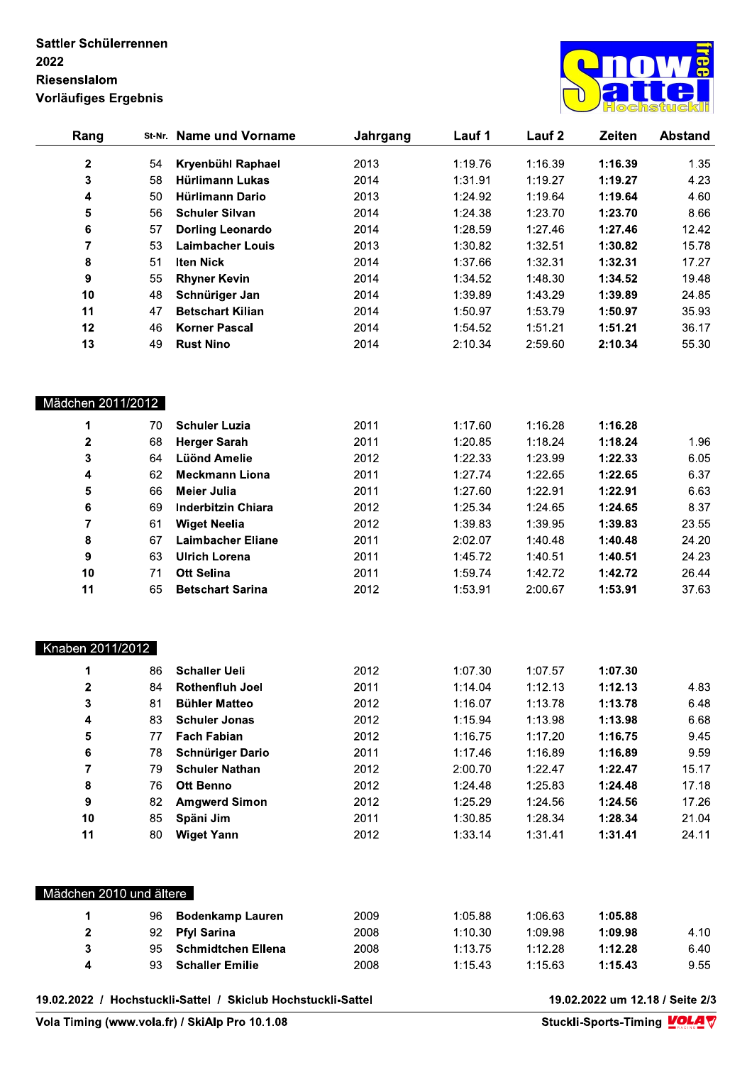Sattler Schülerrennen
2022
Riesenslalom
Vorläufiges Ergebnis

| Rang | St-Nr. | Name und Vorname | Jahrgang | Lauf 1 | Lauf 2 | Zeiten | Abstand |
|---|---|---|---|---|---|---|---|
| **2** | 54 | **Kryenbühl Raphael** | 2013 | 1:19.76 | 1:16.39 | **1:16.39** | 1.35 |
| **3** | 58 | **Hürlimann Lukas** | 2014 | 1:31.91 | 1:19.27 | **1:19.27** | 4.23 |
| **4** | 50 | **Hürlimann Dario** | 2013 | 1:24.92 | 1:19.64 | **1:19.64** | 4.60 |
| **5** | 56 | **Schuler Silvan** | 2014 | 1:24.38 | 1:23.70 | **1:23.70** | 8.66 |
| **6** | 57 | **Dorling Leonardo** | 2014 | 1:28.59 | 1:27.46 | **1:27.46** | 12.42 |
| **7** | 53 | **Laimbacher Louis** | 2013 | 1:30.82 | 1:32.51 | **1:30.82** | 15.78 |
| **8** | 51 | **Iten Nick** | 2014 | 1:37.66 | 1:32.31 | **1:32.31** | 17.27 |
| **9** | 55 | **Rhyner Kevin** | 2014 | 1:34.52 | 1:48.30 | **1:34.52** | 19.48 |
| **10** | 48 | **Schnüriger Jan** | 2014 | 1:39.89 | 1:43.29 | **1:39.89** | 24.85 |
| **11** | 47 | **Betschart Kilian** | 2014 | 1:50.97 | 1:53.79 | **1:50.97** | 35.93 |
| **12** | 46 | **Korner Pascal** | 2014 | 1:54.52 | 1:51.21 | **1:51.21** | 36.17 |
| **13** | 49 | **Rust Nino** | 2014 | 2:10.34 | 2:59.60 | **2:10.34** | 55.30 |

## Mädchen 2011/2012

| Rang | St-Nr. | Name und Vorname | Jahrgang | Lauf 1 | Lauf 2 | Zeiten | Abstand |
|---|---|---|---|---|---|---|---|
| **1** | 70 | **Schuler Luzia** | 2011 | 1:17.60 | 1:16.28 | **1:16.28** | |
| **2** | 68 | **Herger Sarah** | 2011 | 1:20.85 | 1:18.24 | **1:18.24** | 1.96 |
| **3** | 64 | **Lüönd Amelie** | 2012 | 1:22.33 | 1:23.99 | **1:22.33** | 6.05 |
| **4** | 62 | **Meckmann Liona** | 2011 | 1:27.74 | 1:22.65 | **1:22.65** | 6.37 |
| **5** | 66 | **Meier Julia** | 2011 | 1:27.60 | 1:22.91 | **1:22.91** | 6.63 |
| **6** | 69 | **Inderbitzin Chiara** | 2012 | 1:25.34 | 1:24.65 | **1:24.65** | 8.37 |
| **7** | 61 | **Wiget Neelia** | 2012 | 1:39.83 | 1:39.95 | **1:39.83** | 23.55 |
| **8** | 67 | **Laimbacher Eliane** | 2011 | 2:02.07 | 1:40.48 | **1:40.48** | 24.20 |
| **9** | 63 | **Ulrich Lorena** | 2011 | 1:45.72 | 1:40.51 | **1:40.51** | 24.23 |
| **10** | 71 | **Ott Selina** | 2011 | 1:59.74 | 1:42.72 | **1:42.72** | 26.44 |
| **11** | 65 | **Betschart Sarina** | 2012 | 1:53.91 | 2:00.67 | **1:53.91** | 37.63 |

## Knaben 2011/2012

| Rang | St-Nr. | Name und Vorname | Jahrgang | Lauf 1 | Lauf 2 | Zeiten | Abstand |
|---|---|---|---|---|---|---|---|
| **1** | 86 | **Schaller Ueli** | 2012 | 1:07.30 | 1:07.57 | **1:07.30** | |
| **2** | 84 | **Rothenfluh Joel** | 2011 | 1:14.04 | 1:12.13 | **1:12.13** | 4.83 |
| **3** | 81 | **Bühler Matteo** | 2012 | 1:16.07 | 1:13.78 | **1:13.78** | 6.48 |
| **4** | 83 | **Schuler Jonas** | 2012 | 1:15.94 | 1:13.98 | **1:13.98** | 6.68 |
| **5** | 77 | **Fach Fabian** | 2012 | 1:16.75 | 1:17.20 | **1:16.75** | 9.45 |
| **6** | 78 | **Schnüriger Dario** | 2011 | 1:17.46 | 1:16.89 | **1:16.89** | 9.59 |
| **7** | 79 | **Schuler Nathan** | 2012 | 2:00.70 | 1:22.47 | **1:22.47** | 15.17 |
| **8** | 76 | **Ott Benno** | 2012 | 1:24.48 | 1:25.83 | **1:24.48** | 17.18 |
| **9** | 82 | **Amgwerd Simon** | 2012 | 1:25.29 | 1:24.56 | **1:24.56** | 17.26 |
| **10** | 85 | **Späni Jim** | 2011 | 1:30.85 | 1:28.34 | **1:28.34** | 21.04 |
| **11** | 80 | **Wiget Yann** | 2012 | 1:33.14 | 1:31.41 | **1:31.41** | 24.11 |

## Mädchen 2010 und ältere

| Rang | St-Nr. | Name und Vorname | Jahrgang | Lauf 1 | Lauf 2 | Zeiten | Abstand |
|---|---|---|---|---|---|---|---|
| **1** | 96 | **Bodenkamp Lauren** | 2009 | 1:05.88 | 1:06.63 | **1:05.88** | |
| **2** | 92 | **Pfyl Sarina** | 2008 | 1:10.30 | 1:09.98 | **1:09.98** | 4.10 |
| **3** | 95 | **Schmidtchen Ellena** | 2008 | 1:13.75 | 1:12.28 | **1:12.28** | 6.40 |
| **4** | 93 | **Schaller Emilie** | 2008 | 1:15.43 | 1:15.63 | **1:15.43** | 9.55 |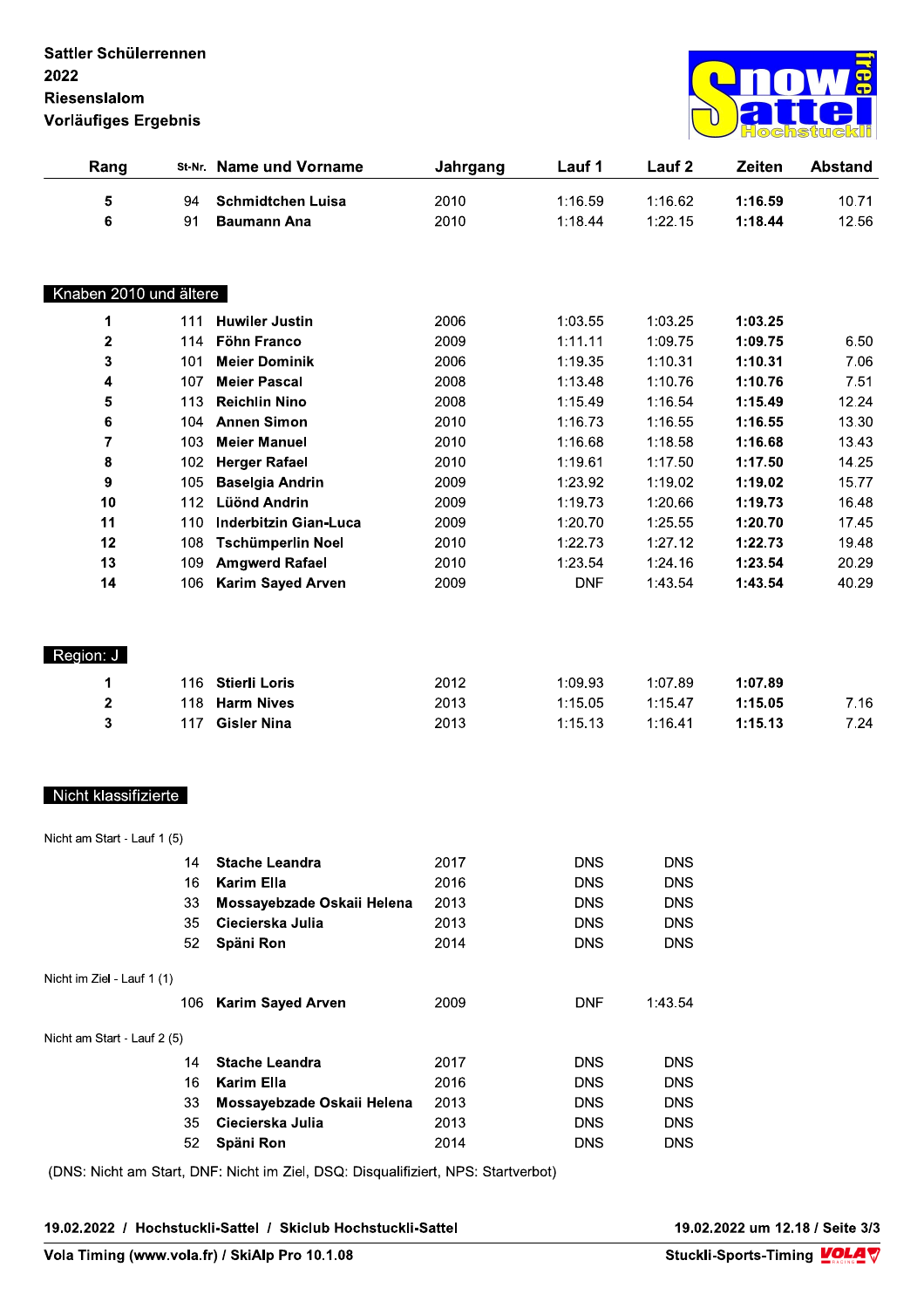Sattler Schülerrennen
2022
Riesenslalom
Vorläufiges Ergebnis

| Rang | St-Nr. | Name und Vorname | Jahrgang | Lauf 1 | Lauf 2 | Zeiten | Abstand |
|---|---|---|---|---|---|---|---|
| **5** | 94 | **Schmidtchen Luisa** | 2010 | 1:16.59 | 1:16.62 | **1:16.59** | 10.71 |
| **6** | 91 | **Baumann Ana** | 2010 | 1:18.44 | 1:22.15 | **1:18.44** | 12.56 |

## Knaben 2010 und ältere

| Rang | St-Nr. | Name und Vorname | Jahrgang | Lauf 1 | Lauf 2 | Zeiten | Abstand |
|---|---|---|---|---|---|---|---|
| **1** | 111 | **Huwiler Justin** | 2006 | 1:03.55 | 1:03.25 | **1:03.25** | |
| **2** | 114 | **Föhn Franco** | 2009 | 1:11.11 | 1:09.75 | **1:09.75** | 6.50 |
| **3** | 101 | **Meier Dominik** | 2006 | 1:19.35 | 1:10.31 | **1:10.31** | 7.06 |
| **4** | 107 | **Meier Pascal** | 2008 | 1:13.48 | 1:10.76 | **1:10.76** | 7.51 |
| **5** | 113 | **Reichlin Nino** | 2008 | 1:15.49 | 1:16.54 | **1:15.49** | 12.24 |
| **6** | 104 | **Annen Simon** | 2010 | 1:16.73 | 1:16.55 | **1:16.55** | 13.30 |
| **7** | 103 | **Meier Manuel** | 2010 | 1:16.68 | 1:18.58 | **1:16.68** | 13.43 |
| **8** | 102 | **Herger Rafael** | 2010 | 1:19.61 | 1:17.50 | **1:17.50** | 14.25 |
| **9** | 105 | **Baselgia Andrin** | 2009 | 1:23.92 | 1:19.02 | **1:19.02** | 15.77 |
| **10** | 112 | **Lüönd Andrin** | 2009 | 1:19.73 | 1:20.66 | **1:19.73** | 16.48 |
| **11** | 110 | **Inderbitzin Gian-Luca** | 2009 | 1:20.70 | 1:25.55 | **1:20.70** | 17.45 |
| **12** | 108 | **Tschümperlin Noel** | 2010 | 1:22.73 | 1:27.12 | **1:22.73** | 19.48 |
| **13** | 109 | **Amgwerd Rafael** | 2010 | 1:23.54 | 1:24.16 | **1:23.54** | 20.29 |
| **14** | 106 | **Karim Sayed Arven** | 2009 | DNF | 1:43.54 | **1:43.54** | 40.29 |

## Region: J

| Rang | St-Nr. | Name und Vorname | Jahrgang | Lauf 1 | Lauf 2 | Zeiten | Abstand |
|---|---|---|---|---|---|---|---|
| **1** | 116 | **Stierli Loris** | 2012 | 1:09.93 | 1:07.89 | **1:07.89** | |
| **2** | 118 | **Harm Nives** | 2013 | 1:15.05 | 1:15.47 | **1:15.05** | 7.16 |
| **3** | 117 | **Gisler Nina** | 2013 | 1:15.13 | 1:16.41 | **1:15.13** | 7.24 |

## Nicht klassifizierte

Nicht am Start - Lauf 1 (5)

| St-Nr. | Name und Vorname | Jahrgang | Lauf 1 | Lauf 2 |
|---|---|---|---|---|
| 14 | **Stache Leandra** | 2017 | DNS | DNS |
| 16 | **Karim Ella** | 2016 | DNS | DNS |
| 33 | **Mossayebzade Oskaii Helena** | 2013 | DNS | DNS |
| 35 | **Ciecierska Julia** | 2013 | DNS | DNS |
| 52 | **Späni Ron** | 2014 | DNS | DNS |

Nicht im Ziel - Lauf 1 (1)

| St-Nr. | Name und Vorname | Jahrgang | Lauf 1 | Lauf 2 |
|---|---|---|---|---|
| 106 | **Karim Sayed Arven** | 2009 | DNF | 1:43.54 |

Nicht am Start - Lauf 2 (5)

| St-Nr. | Name und Vorname | Jahrgang | Lauf 1 | Lauf 2 |
|---|---|---|---|---|
| 14 | **Stache Leandra** | 2017 | DNS | DNS |
| 16 | **Karim Ella** | 2016 | DNS | DNS |
| 33 | **Mossayebzade Oskaii Helena** | 2013 | DNS | DNS |
| 35 | **Ciecierska Julia** | 2013 | DNS | DNS |
| 52 | **Späni Ron** | 2014 | DNS | DNS |

(DNS: Nicht am Start, DNF: Nicht im Ziel, DSQ: Disqualifiziert, NPS: Startverbot)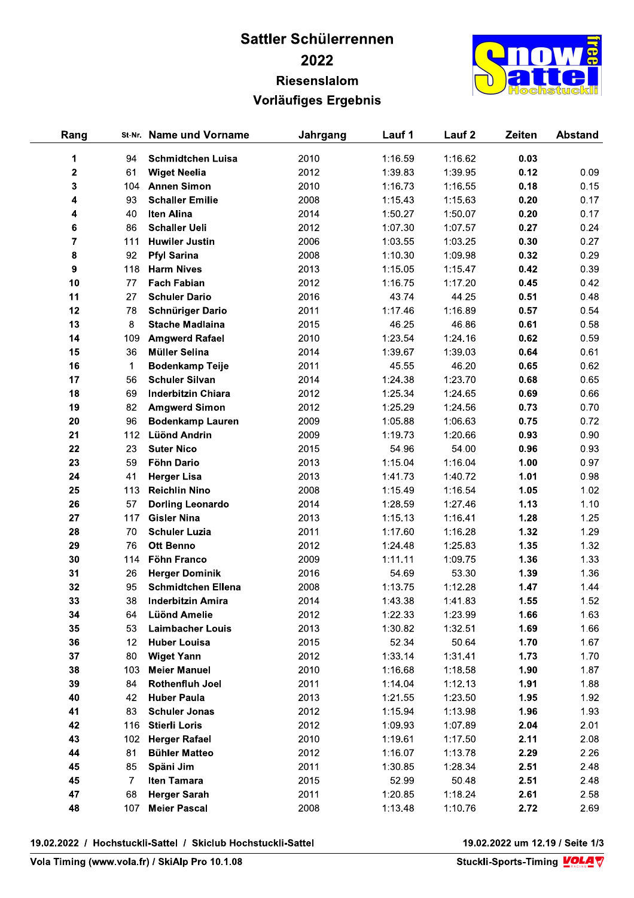# Sattler Schülerrennen

## 2022

### Riesenslalom

### Vorläufiges Ergebnis

| Rang | St-Nr. | Name und Vorname | Jahrgang | Lauf 1 | Lauf 2 | Zeiten | Abstand |
|---|---|---|---|---|---|---|---|
| 1 | 94 | **Schmidtchen Luisa** | 2010 | 1:16.59 | 1:16.62 | **0.03** | |
| 2 | 61 | **Wiget Neelia** | 2012 | 1:39.83 | 1:39.95 | **0.12** | 0.09 |
| 3 | 104 | **Annen Simon** | 2010 | 1:16.73 | 1:16.55 | **0.18** | 0.15 |
| 4 | 93 | **Schaller Emilie** | 2008 | 1:15.43 | 1:15.63 | **0.20** | 0.17 |
| 4 | 40 | **Iten Alina** | 2014 | 1:50.27 | 1:50.07 | **0.20** | 0.17 |
| 6 | 86 | **Schaller Ueli** | 2012 | 1:07.30 | 1:07.57 | **0.27** | 0.24 |
| 7 | 111 | **Huwiler Justin** | 2006 | 1:03.55 | 1:03.25 | **0.30** | 0.27 |
| 8 | 92 | **Pfyl Sarina** | 2008 | 1:10.30 | 1:09.98 | **0.32** | 0.29 |
| 9 | 118 | **Harm Nives** | 2013 | 1:15.05 | 1:15.47 | **0.42** | 0.39 |
| 10 | 77 | **Fach Fabian** | 2012 | 1:16.75 | 1:17.20 | **0.45** | 0.42 |
| 11 | 27 | **Schuler Dario** | 2016 | 43.74 | 44.25 | **0.51** | 0.48 |
| 12 | 78 | **Schnüriger Dario** | 2011 | 1:17.46 | 1:16.89 | **0.57** | 0.54 |
| 13 | 8 | **Stache Madlaina** | 2015 | 46.25 | 46.86 | **0.61** | 0.58 |
| 14 | 109 | **Amgwerd Rafael** | 2010 | 1:23.54 | 1:24.16 | **0.62** | 0.59 |
| 15 | 36 | **Müller Selina** | 2014 | 1:39.67 | 1:39.03 | **0.64** | 0.61 |
| 16 | 1 | **Bodenkamp Teije** | 2011 | 45.55 | 46.20 | **0.65** | 0.62 |
| 17 | 56 | **Schuler Silvan** | 2014 | 1:24.38 | 1:23.70 | **0.68** | 0.65 |
| 18 | 69 | **Inderbitzin Chiara** | 2012 | 1:25.34 | 1:24.65 | **0.69** | 0.66 |
| 19 | 82 | **Amgwerd Simon** | 2012 | 1:25.29 | 1:24.56 | **0.73** | 0.70 |
| 20 | 96 | **Bodenkamp Lauren** | 2009 | 1:05.88 | 1:06.63 | **0.75** | 0.72 |
| 21 | 112 | **Lüönd Andrin** | 2009 | 1:19.73 | 1:20.66 | **0.93** | 0.90 |
| 22 | 23 | **Suter Nico** | 2015 | 54.96 | 54.00 | **0.96** | 0.93 |
| 23 | 59 | **Föhn Dario** | 2013 | 1:15.04 | 1:16.04 | **1.00** | 0.97 |
| 24 | 41 | **Herger Lisa** | 2013 | 1:41.73 | 1:40.72 | **1.01** | 0.98 |
| 25 | 113 | **Reichlin Nino** | 2008 | 1:15.49 | 1:16.54 | **1.05** | 1.02 |
| 26 | 57 | **Dorling Leonardo** | 2014 | 1:28.59 | 1:27.46 | **1.13** | 1.10 |
| 27 | 117 | **Gisler Nina** | 2013 | 1:15.13 | 1:16.41 | **1.28** | 1.25 |
| 28 | 70 | **Schuler Luzia** | 2011 | 1:17.60 | 1:16.28 | **1.32** | 1.29 |
| 29 | 76 | **Ott Benno** | 2012 | 1:24.48 | 1:25.83 | **1.35** | 1.32 |
| 30 | 114 | **Föhn Franco** | 2009 | 1:11.11 | 1:09.75 | **1.36** | 1.33 |
| 31 | 26 | **Herger Dominik** | 2016 | 54.69 | 53.30 | **1.39** | 1.36 |
| 32 | 95 | **Schmidtchen Ellena** | 2008 | 1:13.75 | 1:12.28 | **1.47** | 1.44 |
| 33 | 38 | **Inderbitzin Amira** | 2014 | 1:43.38 | 1:41.83 | **1.55** | 1.52 |
| 34 | 64 | **Lüönd Amelie** | 2012 | 1:22.33 | 1:23.99 | **1.66** | 1.63 |
| 35 | 53 | **Laimbacher Louis** | 2013 | 1:30.82 | 1:32.51 | **1.69** | 1.66 |
| 36 | 12 | **Huber Louisa** | 2015 | 52.34 | 50.64 | **1.70** | 1.67 |
| 37 | 80 | **Wiget Yann** | 2012 | 1:33.14 | 1:31.41 | **1.73** | 1.70 |
| 38 | 103 | **Meier Manuel** | 2010 | 1:16.68 | 1:18.58 | **1.90** | 1.87 |
| 39 | 84 | **Rothenfluh Joel** | 2011 | 1:14.04 | 1:12.13 | **1.91** | 1.88 |
| 40 | 42 | **Huber Paula** | 2013 | 1:21.55 | 1:23.50 | **1.95** | 1.92 |
| 41 | 83 | **Schuler Jonas** | 2012 | 1:15.94 | 1:13.98 | **1.96** | 1.93 |
| 42 | 116 | **Stierli Loris** | 2012 | 1:09.93 | 1:07.89 | **2.04** | 2.01 |
| 43 | 102 | **Herger Rafael** | 2010 | 1:19.61 | 1:17.50 | **2.11** | 2.08 |
| 44 | 81 | **Bühler Matteo** | 2012 | 1:16.07 | 1:13.78 | **2.29** | 2.26 |
| 45 | 85 | **Späni Jim** | 2011 | 1:30.85 | 1:28.34 | **2.51** | 2.48 |
| 45 | 7 | **Iten Tamara** | 2015 | 52.99 | 50.48 | **2.51** | 2.48 |
| 47 | 68 | **Herger Sarah** | 2011 | 1:20.85 | 1:18.24 | **2.61** | 2.58 |
| 48 | 107 | **Meier Pascal** | 2008 | 1:13.48 | 1:10.76 | **2.72** | 2.69 |

**19.02.2022 / Hochstuckli-Sattel / Skiclub Hochstuckli-Sattel**

**19.02.2022 um 12.19 / Seite 1/3**

**Vola Timing (www.vola.fr) / SkiAlp Pro 10.1.08**

**Stuckli-Sports-Timing**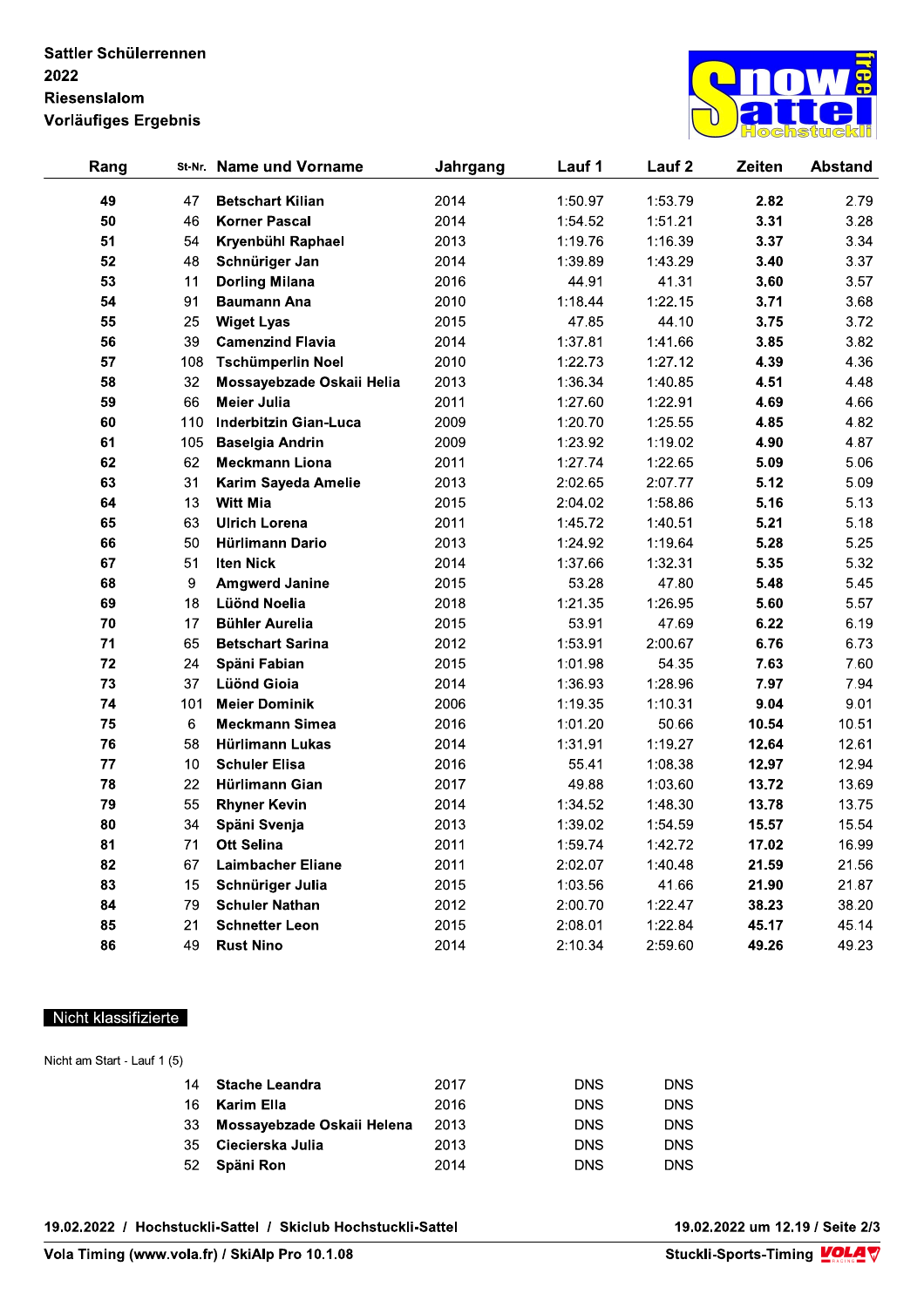Sattler Schülerrennen
2022
Riesenslalom
Vorläufiges Ergebnis

| Rang | St-Nr. | Name und Vorname | Jahrgang | Lauf 1 | Lauf 2 | Zeiten | Abstand |
|---|---|---|---|---|---|---|---|
| **49** | 47 | **Betschart Kilian** | 2014 | 1:50.97 | 1:53.79 | **2.82** | 2.79 |
| **50** | 46 | **Korner Pascal** | 2014 | 1:54.52 | 1:51.21 | **3.31** | 3.28 |
| **51** | 54 | **Kryenbühl Raphael** | 2013 | 1:19.76 | 1:16.39 | **3.37** | 3.34 |
| **52** | 48 | **Schnüriger Jan** | 2014 | 1:39.89 | 1:43.29 | **3.40** | 3.37 |
| **53** | 11 | **Dorling Milana** | 2016 | 44.91 | 41.31 | **3.60** | 3.57 |
| **54** | 91 | **Baumann Ana** | 2010 | 1:18.44 | 1:22.15 | **3.71** | 3.68 |
| **55** | 25 | **Wiget Lyas** | 2015 | 47.85 | 44.10 | **3.75** | 3.72 |
| **56** | 39 | **Camenzind Flavia** | 2014 | 1:37.81 | 1:41.66 | **3.85** | 3.82 |
| **57** | 108 | **Tschümperlin Noel** | 2010 | 1:22.73 | 1:27.12 | **4.39** | 4.36 |
| **58** | 32 | **Mossayebzade Oskaii Helia** | 2013 | 1:36.34 | 1:40.85 | **4.51** | 4.48 |
| **59** | 66 | **Meier Julia** | 2011 | 1:27.60 | 1:22.91 | **4.69** | 4.66 |
| **60** | 110 | **Inderbitzin Gian-Luca** | 2009 | 1:20.70 | 1:25.55 | **4.85** | 4.82 |
| **61** | 105 | **Baselgia Andrin** | 2009 | 1:23.92 | 1:19.02 | **4.90** | 4.87 |
| **62** | 62 | **Meckmann Liona** | 2011 | 1:27.74 | 1:22.65 | **5.09** | 5.06 |
| **63** | 31 | **Karim Sayeda Amelie** | 2013 | 2:02.65 | 2:07.77 | **5.12** | 5.09 |
| **64** | 13 | **Witt Mia** | 2015 | 2:04.02 | 1:58.86 | **5.16** | 5.13 |
| **65** | 63 | **Ulrich Lorena** | 2011 | 1:45.72 | 1:40.51 | **5.21** | 5.18 |
| **66** | 50 | **Hürlimann Dario** | 2013 | 1:24.92 | 1:19.64 | **5.28** | 5.25 |
| **67** | 51 | **Iten Nick** | 2014 | 1:37.66 | 1:32.31 | **5.35** | 5.32 |
| **68** | 9 | **Amgwerd Janine** | 2015 | 53.28 | 47.80 | **5.48** | 5.45 |
| **69** | 18 | **Lüönd Noelia** | 2018 | 1:21.35 | 1:26.95 | **5.60** | 5.57 |
| **70** | 17 | **Bühler Aurelia** | 2015 | 53.91 | 47.69 | **6.22** | 6.19 |
| **71** | 65 | **Betschart Sarina** | 2012 | 1:53.91 | 2:00.67 | **6.76** | 6.73 |
| **72** | 24 | **Späni Fabian** | 2015 | 1:01.98 | 54.35 | **7.63** | 7.60 |
| **73** | 37 | **Lüönd Gioia** | 2014 | 1:36.93 | 1:28.96 | **7.97** | 7.94 |
| **74** | 101 | **Meier Dominik** | 2006 | 1:19.35 | 1:10.31 | **9.04** | 9.01 |
| **75** | 6 | **Meckmann Simea** | 2016 | 1:01.20 | 50.66 | **10.54** | 10.51 |
| **76** | 58 | **Hürlimann Lukas** | 2014 | 1:31.91 | 1:19.27 | **12.64** | 12.61 |
| **77** | 10 | **Schuler Elisa** | 2016 | 55.41 | 1:08.38 | **12.97** | 12.94 |
| **78** | 22 | **Hürlimann Gian** | 2017 | 49.88 | 1:03.60 | **13.72** | 13.69 |
| **79** | 55 | **Rhyner Kevin** | 2014 | 1:34.52 | 1:48.30 | **13.78** | 13.75 |
| **80** | 34 | **Späni Svenja** | 2013 | 1:39.02 | 1:54.59 | **15.57** | 15.54 |
| **81** | 71 | **Ott Selina** | 2011 | 1:59.74 | 1:42.72 | **17.02** | 16.99 |
| **82** | 67 | **Laimbacher Eliane** | 2011 | 2:02.07 | 1:40.48 | **21.59** | 21.56 |
| **83** | 15 | **Schnüriger Julia** | 2015 | 1:03.56 | 41.66 | **21.90** | 21.87 |
| **84** | 79 | **Schuler Nathan** | 2012 | 2:00.70 | 1:22.47 | **38.23** | 38.20 |
| **85** | 21 | **Schnetter Leon** | 2015 | 2:08.01 | 1:22.84 | **45.17** | 45.14 |
| **86** | 49 | **Rust Nino** | 2014 | 2:10.34 | 2:59.60 | **49.26** | 49.23 |

## Nicht klassifizierte

Nicht am Start - Lauf 1 (5)

| St-Nr. | Name und Vorname | Jahrgang | Lauf 1 | Lauf 2 |
|---|---|---|---|---|
| 14 | **Stache Leandra** | 2017 | DNS | DNS |
| 16 | **Karim Ella** | 2016 | DNS | DNS |
| 33 | **Mossayebzade Oskaii Helena** | 2013 | DNS | DNS |
| 35 | **Ciecierska Julia** | 2013 | DNS | DNS |
| 52 | **Späni Ron** | 2014 | DNS | DNS |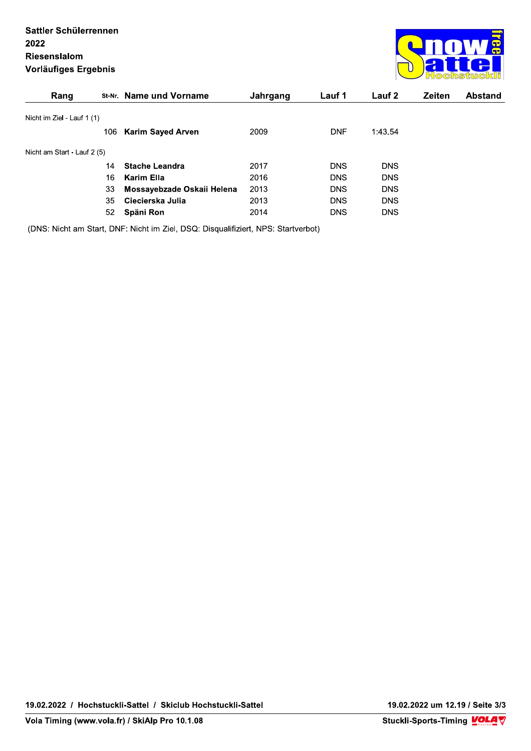Sattler Schülerrennen
2022
Riesenslalom
Vorläufiges Ergebnis

| Rang | St-Nr. | Name und Vorname | Jahrgang | Lauf 1 | Lauf 2 | Zeiten | Abstand |
|---|---|---|---|---|---|---|---|
| Nicht im Ziel - Lauf 1 (1) | | | | | | | |
| | 106 | **Karim Sayed Arven** | 2009 | DNF | 1:43.54 | | |
| Nicht am Start - Lauf 2 (5) | | | | | | | |
| | 14 | **Stache Leandra** | 2017 | DNS | DNS | | |
| | 16 | **Karim Ella** | 2016 | DNS | DNS | | |
| | 33 | **Mossayebzade Oskaii Helena** | 2013 | DNS | DNS | | |
| | 35 | **Ciecierska Julia** | 2013 | DNS | DNS | | |
| | 52 | **Späni Ron** | 2014 | DNS | DNS | | |

(DNS: Nicht am Start, DNF: Nicht im Ziel, DSQ: Disqualifiziert, NPS: Startverbot)

19.02.2022 / Hochstuckli-Sattel / Skiclub Hochstuckli-Sattel

19.02.2022 um 12.19

Vola Timing (www.vola.fr) / SkiAlp Pro 10.1.08

Stuckli-Sports-Timing